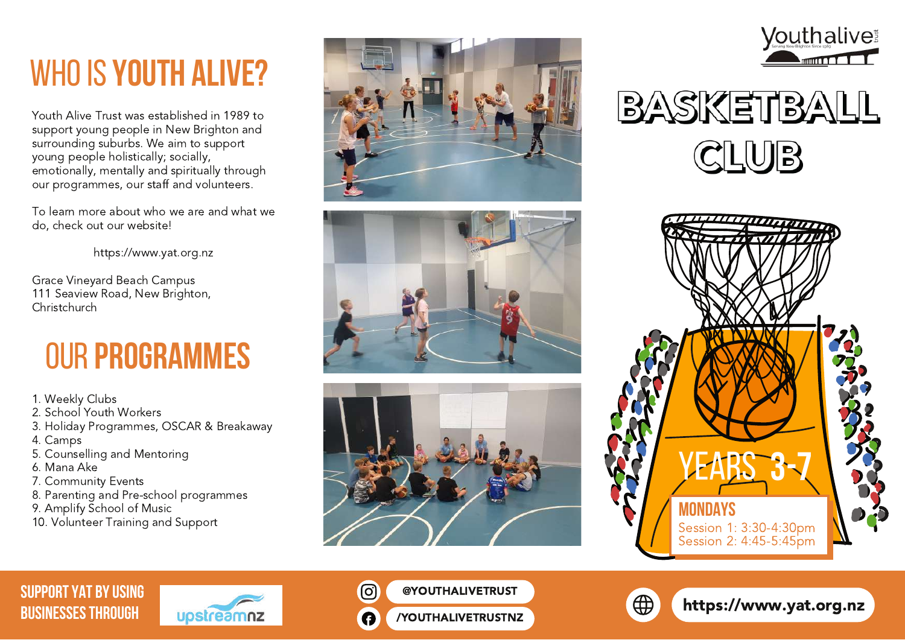# WHO IS **YOUTH ALIVE?**

Youth Alive Trust was established in 1989 to support young people in New Brighton and surrounding suburbs. We aim to support young people holistically; socially, emotionally, mentally and spiritually through our programmes, our staff and volunteers.

To learn more about who we are and what we do, check out our website!

https://www.yat.org.nz

Grace Vineyard Beach Campus
111 Seaview Road, New Brighton,
Christchurch

# OUR **PROGRAMMES**

1. Weekly Clubs
2. School Youth Workers
3. Holiday Programmes, OSCAR & Breakaway
4. Camps
5. Counselling and Mentoring
6. Mana Ake
7. Community Events
8. Parenting and Pre-school programmes
9. Amplify School of Music
10. Volunteer Training and Support

Youthalive trust
Serving New Brighton Since 1989

# BASKETBALL CLUB

## YEARS **3-7**

**MONDAYS**

Session 1: 3:30-4:30pm
Session 2: 4:45-5:45pm

**SUPPORT YAT BY USING BUSINESSES THROUGH** upstreamnz

@YOUTHALIVETRUST

/YOUTHALIVETRUSTNZ

https://www.yat.org.nz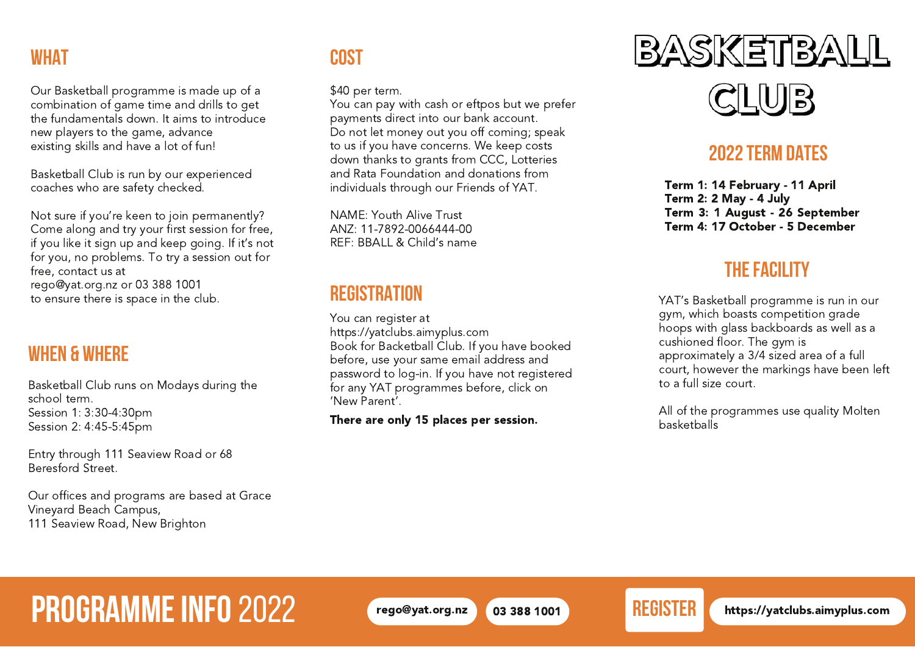## WHAT

Our Basketball programme is made up of a combination of game time and drills to get the fundamentals down. It aims to introduce new players to the game, advance existing skills and have a lot of fun!

Basketball Club is run by our experienced coaches who are safety checked.

Not sure if you're keen to join permanently? Come along and try your first session for free, if you like it sign up and keep going. If it's not for you, no problems. To try a session out for free, contact us at rego@yat.org.nz or 03 388 1001 to ensure there is space in the club.

## WHEN & WHERE

Basketball Club runs on Modays during the school term.
Session 1: 3:30-4:30pm
Session 2: 4:45-5:45pm

Entry through 111 Seaview Road or 68 Beresford Street.

Our offices and programs are based at Grace Vineyard Beach Campus,
111 Seaview Road, New Brighton

## COST

$40 per term.
You can pay with cash or eftpos but we prefer payments direct into our bank account.
Do not let money out you off coming; speak to us if you have concerns. We keep costs down thanks to grants from CCC, Lotteries and Rata Foundation and donations from individuals through our Friends of YAT.

NAME: Youth Alive Trust
ANZ: 11-7892-0066444-00
REF: BBALL & Child's name

## REGISTRATION

You can register at https://yatclubs.aimyplus.com
Book for Backetball Club. If you have booked before, use your same email address and password to log-in. If you have not registered for any YAT programmes before, click on 'New Parent'.

**There are only 15 places per session.**

# BASKETBALL CLUB

## 2022 TERM DATES

**Term 1: 14 February - 11 April**
**Term 2: 2 May - 4 July**
**Term 3: 1 August - 26 September**
**Term 4: 17 October - 5 December**

## THE FACILITY

YAT's Basketball programme is run in our gym, which boasts competition grade hoops with glass backboards as well as a cushioned floor. The gym is approximately a 3/4 sized area of a full court, however the markings have been left to a full size court.

All of the programmes use quality Molten basketballs

## PROGRAMME INFO 2022

**rego@yat.org.nz** **03 388 1001**

**REGISTER** **https://yatclubs.aimyplus.com**